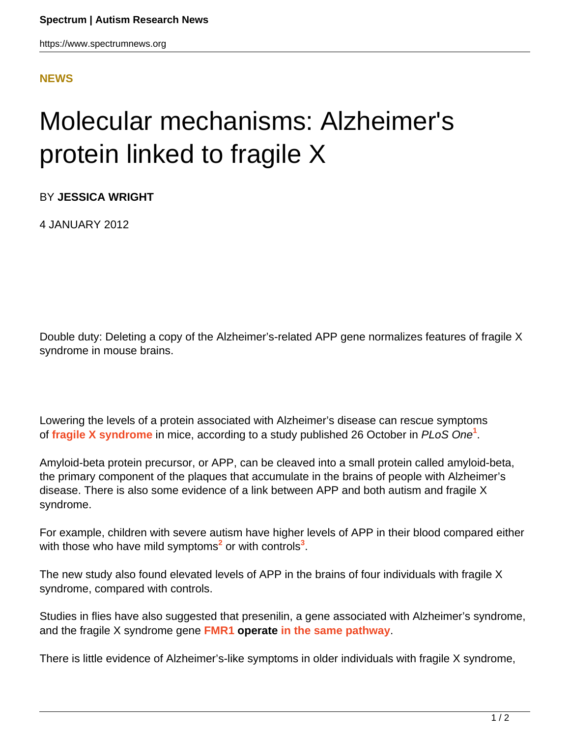NEWS

# Molecular mechanisms: Alzheimer's protein linked to fragile X

BY **JESSICA WRIGHT**

4 JANUARY 2012

Double duty: Deleting a copy of the Alzheimer's-related APP gene normalizes features of fragile X syndrome in mouse brains.

Lowering the levels of a protein associated with Alzheimer's disease can rescue symptoms of **fragile X syndrome** in mice, according to a study published 26 October in *PLoS One*[1].

Amyloid-beta protein precursor, or APP, can be cleaved into a small protein called amyloid-beta, the primary component of the plaques that accumulate in the brains of people with Alzheimer's disease. There is also some evidence of a link between APP and both autism and fragile X syndrome.

For example, children with severe autism have higher levels of APP in their blood compared either with those who have mild symptoms[2] or with controls[3].

The new study also found elevated levels of APP in the brains of four individuals with fragile X syndrome, compared with controls.

Studies in flies have also suggested that presenilin, a gene associated with Alzheimer's syndrome, and the fragile X syndrome gene **FMR1** **operate** **in the same pathway**.

There is little evidence of Alzheimer's-like symptoms in older individuals with fragile X syndrome,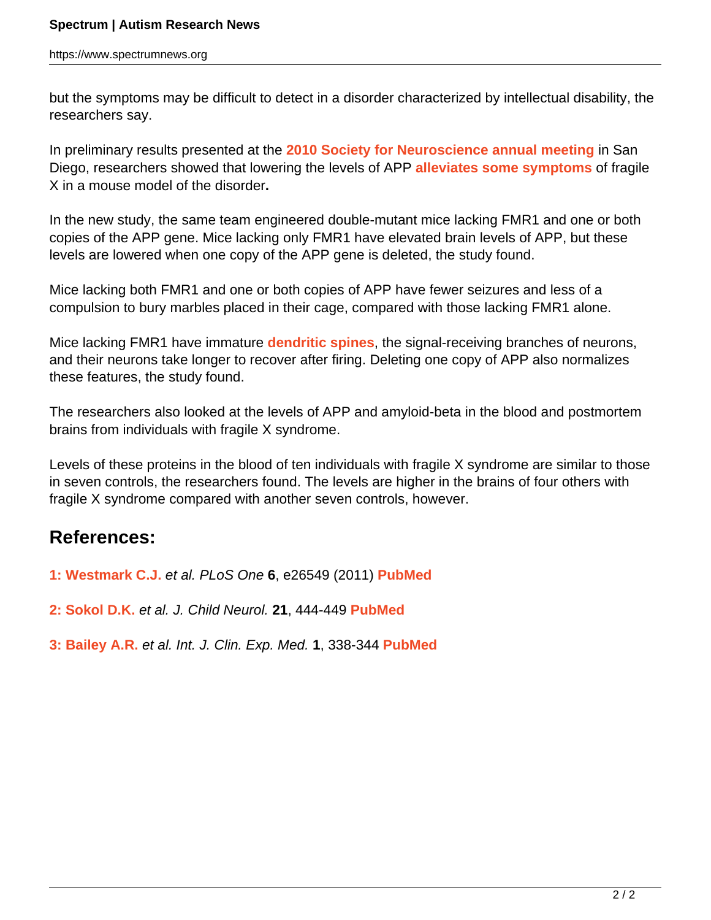but the symptoms may be difficult to detect in a disorder characterized by intellectual disability, the researchers say.

In preliminary results presented at the **2010 Society for Neuroscience annual meeting** in San Diego, researchers showed that lowering the levels of APP **alleviates some symptoms** of fragile X in a mouse model of the disorder**.**

In the new study, the same team engineered double-mutant mice lacking FMR1 and one or both copies of the APP gene. Mice lacking only FMR1 have elevated brain levels of APP, but these levels are lowered when one copy of the APP gene is deleted, the study found.

Mice lacking both FMR1 and one or both copies of APP have fewer seizures and less of a compulsion to bury marbles placed in their cage, compared with those lacking FMR1 alone.

Mice lacking FMR1 have immature **dendritic spines**, the signal-receiving branches of neurons, and their neurons take longer to recover after firing. Deleting one copy of APP also normalizes these features, the study found.

The researchers also looked at the levels of APP and amyloid-beta in the blood and postmortem brains from individuals with fragile X syndrome.

Levels of these proteins in the blood of ten individuals with fragile X syndrome are similar to those in seven controls, the researchers found. The levels are higher in the brains of four others with fragile X syndrome compared with another seven controls, however.

## References:

**1: Westmark C.J.** *et al. PLoS One* **6**, e26549 (2011) **PubMed**

**2: Sokol D.K.** *et al. J. Child Neurol.* **21**, 444-449 **PubMed**

**3: Bailey A.R.** *et al. Int. J. Clin. Exp. Med.* **1**, 338-344 **PubMed**